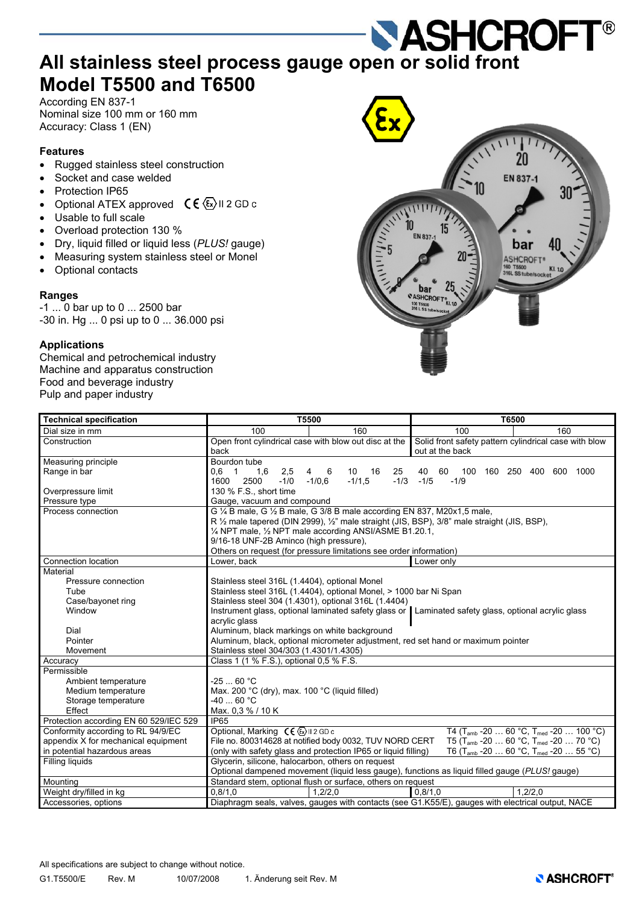# All stainless steel process gauge open or solid front
# Model T5500 and T6500

According EN 837-1
Nominal size 100 mm or 160 mm
Accuracy: Class 1 (EN)

### Features

- Rugged stainless steel construction
- Socket and case welded
- Protection IP65
- Optional ATEX approved CE Ex II 2 GD c
- Usable to full scale
- Overload protection 130 %
- Dry, liquid filled or liquid less (*PLUS!* gauge)
- Measuring system stainless steel or Monel
- Optional contacts

### Ranges

-1 ... 0 bar up to 0 ... 2500 bar
-30 in. Hg ... 0 psi up to 0 ... 36.000 psi

### Applications

Chemical and petrochemical industry
Machine and apparatus construction
Food and beverage industry
Pulp and paper industry

| Technical specification | T5500 | | T6500 | |
|---|---|---|---|---|
| Dial size in mm | 100 | 160 | 100 | 160 |
| Construction | Open front cylindrical case with blow out disc at the back | | Solid front safety pattern cylindrical case with blow out at the back | |
| Measuring principle | Bourdon tube | | | |
| Range in bar | 0,6 1 1,6 2,5 4 6 10 16 25 40 60 100 160 250 400 600 1000 1600 2500 -1/0 -1/0,6 -1/1,5 -1/3 -1/5 -1/9 | | | |
| Overpressure limit | 130 % F.S., short time | | | |
| Pressure type | Gauge, vacuum and compound | | | |
| Process connection | G ¼ B male, G ½ B male, G 3/8 B male according EN 837, M20x1,5 male, R ½ male tapered (DIN 2999), ½" male straight (JIS, BSP), 3/8" male straight (JIS, BSP), ¼ NPT male, ½ NPT male according ANSI/ASME B1.20.1, 9/16-18 UNF-2B Aminco (high pressure), Others on request (for pressure limitations see order information) | | | |
| Connection location | Lower, back | | Lower only | |
| Material | | | | |
| Pressure connection | Stainless steel 316L (1.4404), optional Monel | | | |
| Tube | Stainless steel 316L (1.4404), optional Monel, > 1000 bar Ni Span | | | |
| Case/bayonet ring | Stainless steel 304 (1.4301), optional 316L (1.4404) | | | |
| Window | Instrument glass, optional laminated safety glass or acrylic glass | | Laminated safety glass, optional acrylic glass | |
| Dial | Aluminum, black markings on white background | | | |
| Pointer | Aluminum, black, optional micrometer adjustment, red set hand or maximum pointer | | | |
| Movement | Stainless steel 304/303 (1.4301/1.4305) | | | |
| Accuracy | Class 1 (1 % F.S.), optional 0,5 % F.S. | | | |
| Permissible | | | | |
| Ambient temperature | -25 ... 60 °C | | | |
| Medium temperature | Max. 200 °C (dry), max. 100 °C (liquid filled) | | | |
| Storage temperature | -40 ... 60 °C | | | |
| Effect | Max. 0,3 % / 10 K | | | |
| Protection according EN 60 529/IEC 529 | IP65 | | | |
| Conformity according to RL 94/9/EC appendix X for mechanical equipment in potential hazardous areas | Optional, Marking CE Ex II 2 GD c File no. 800314628 at notified body 0032, TUV NORD CERT (only with safety glass and protection IP65 or liquid filling) | | T4 ($T_{amb}$ -20 … 60 °C, $T_{med}$ -20 … 100 °C) T5 ($T_{amb}$ -20 … 60 °C, $T_{med}$ -20 … 70 °C) T6 ($T_{amb}$ -20 … 60 °C, $T_{med}$ -20 … 55 °C) | |
| Filling liquids | Glycerin, silicone, halocarbon, others on request. Optional dampened movement (liquid less gauge), functions as liquid filled gauge (*PLUS!* gauge) | | | |
| Mounting | Standard stem, optional flush or surface, others on request | | | |
| Weight dry/filled in kg | 0,8/1,0 | 1,2/2,0 | 0,8/1,0 | 1,2/2,0 |
| Accessories, options | Diaphragm seals, valves, gauges with contacts (see G1.K55/E), gauges with electrical output, NACE | | | |

All specifications are subject to change without notice.

G1.T5500/E Rev. M 10/07/2008 1. Änderung seit Rev. M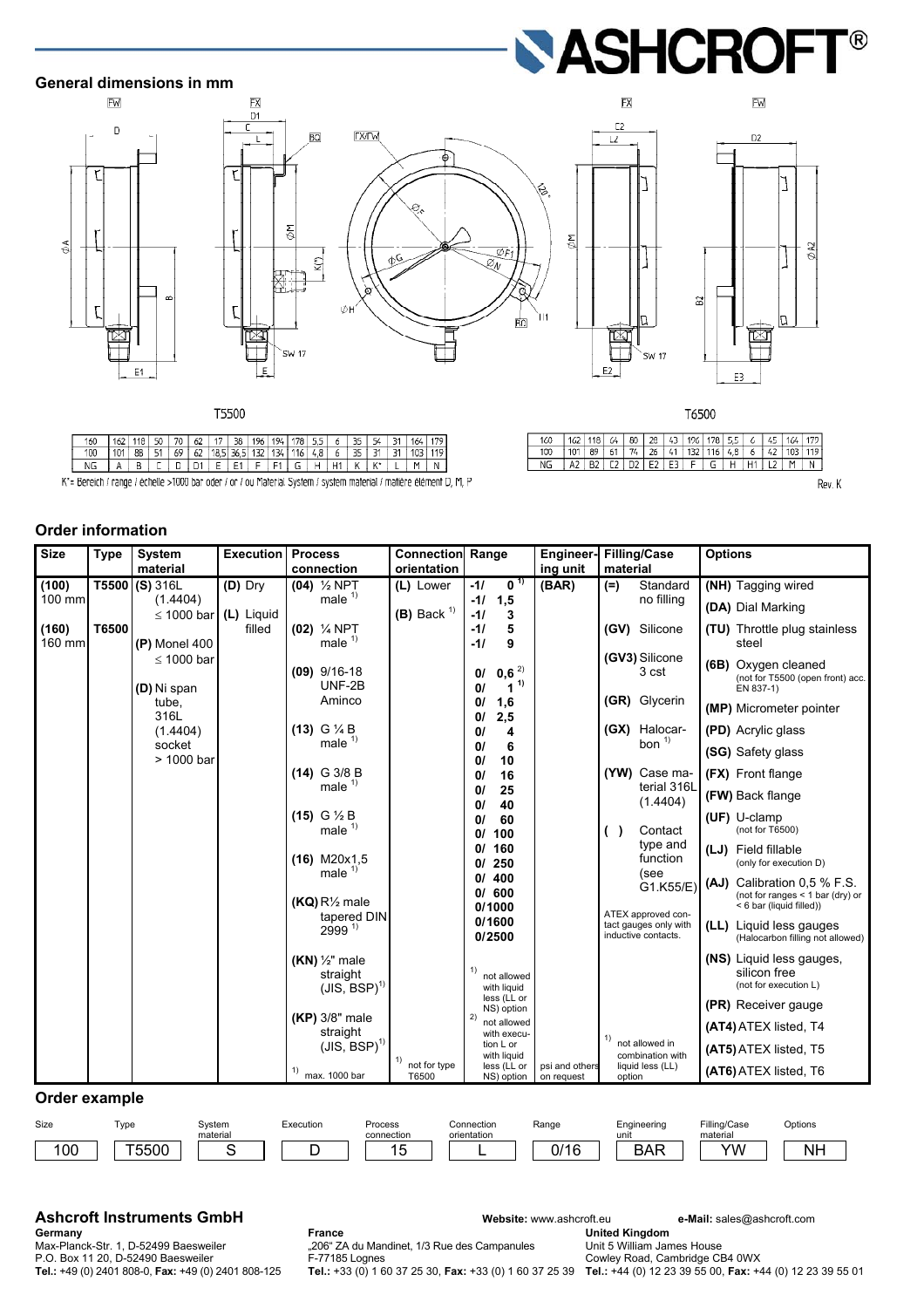## General dimensions in mm

T5500

| | | | | | | | | | | | | | | | | | | |
|---|---|---|---|---|---|---|---|---|---|---|---|---|---|---|---|---|---|---|
| 160 | 162 | 118 | 50 | 70 | 62 | 17 | 38 | 196 | 194 | 178 | 5,5 | 6 | 35 | 54 | 31 | 164 | 179 |
| 100 | 101 | 88 | 51 | 69 | 62 | 18,5 | 36,5 | 132 | 134 | 116 | 4,8 | 6 | 35 | 31 | 31 | 103 | 119 |
| NG | A | B | C | D | D1 | E | E1 | F | F1 | G | H | H1 | K | K* | L | M | N |

K*= Bereich / range / échelle >1000 bar oder / or / ou Material System / system material / matière élément D, M, P

T6500

| | | | | | | | | | | | | | | | |
|---|---|---|---|---|---|---|---|---|---|---|---|---|---|---|---|
| 160 | 162 | 118 | 64 | 80 | 28 | 43 | 196 | 178 | 5,5 | 6 | 45 | 164 | 179 |
| 100 | 101 | 89 | 61 | 74 | 26 | 41 | 132 | 116 | 4,8 | 6 | 42 | 103 | 119 |
| NG | A2 | B2 | C2 | D2 | E2 | E3 | F | G | H | H1 | L2 | M | N |

Rev. K

## Order information

| Size | Type | System material | Execution | Process connection | Connection orientation | Range | Engineering unit | Filling/Case material | Options |
|---|---|---|---|---|---|---|---|---|---|
| **(100)** 100 mm<br><br>**(160)** 160 mm | **T5500**<br><br>**T6500** | **(S)** 316L (1.4404) ≤ 1000 bar<br><br>**(P)** Monel 400 ≤ 1000 bar<br><br>**(D)** Ni span tube, 316L (1.4404) socket > 1000 bar | **(D)** Dry<br><br>**(L)** Liquid filled | **(04)** ½ NPT male [1]<br><br>**(02)** ¼ NPT male [1]<br><br>**(09)** 9/16-18 UNF-2B Aminco<br><br>**(13)** G ¼ B male [1]<br><br>**(14)** G 3/8 B male [1]<br><br>**(15)** G ½ B male [1]<br><br>**(16)** M20x1,5 male [1]<br><br>**(KQ)** R½ male tapered DIN 2999 [1]<br><br>**(KN)** ½" male straight (JIS, BSP)[1]<br><br>**(KP)** 3/8" male straight (JIS, BSP)[1]<br><br>[1] max. 1000 bar | **(L)** Lower<br><br>**(B)** Back [1]<br><br>[1] not for type T6500 | -1/ 0 [1]<br>-1/ 1,5<br>-1/ 3<br>-1/ 5<br>-1/ 9<br>0/ 0,6 [2]<br>0/ 1 [1]<br>0/ 1,6<br>0/ 2,5<br>0/ 4<br>0/ 6<br>0/ 10<br>0/ 16<br>0/ 25<br>0/ 40<br>0/ 60<br>0/ 100<br>0/ 160<br>0/ 250<br>0/ 400<br>0/ 600<br>0/1000<br>0/1600<br>0/2500<br><br>[1] not allowed with liquid less (LL or NS) option<br>[2] not allowed with execution L or with liquid less (LL or NS) option | **(BAR)**<br><br>psi and others on request | **(=)** Standard no filling<br><br>**(GV)** Silicone<br><br>**(GV3)** Silicone 3 cst<br><br>**(GR)** Glycerin<br><br>**(GX)** Halocarbon [1]<br><br>**(YW)** Case material 316L (1.4404)<br><br>**( )** Contact type and function (see G1.K55/E)<br><br>ATEX approved contact gauges only with inductive contacts.<br><br>[1] not allowed in combination with liquid less (LL) option | **(NH)** Tagging wired<br>**(DA)** Dial Marking<br>**(TU)** Throttle plug stainless steel<br>**(6B)** Oxygen cleaned (not for T5500 (open front) acc. EN 837-1)<br>**(MP)** Micrometer pointer<br>**(PD)** Acrylic glass<br>**(SG)** Safety glass<br>**(FX)** Front flange<br>**(FW)** Back flange<br>**(UF)** U-clamp (not for T6500)<br>**(LJ)** Field fillable (only for execution D)<br>**(AJ)** Calibration 0,5 % F.S. (not for ranges < 1 bar (dry) or < 6 bar (liquid filled))<br>**(LL)** Liquid less gauges (Halocarbon filling not allowed)<br>**(NS)** Liquid less gauges, silicon free (not for execution L)<br>**(PR)** Receiver gauge<br>**(AT4)** ATEX listed, T4<br>**(AT5)** ATEX listed, T5<br>**(AT6)** ATEX listed, T6 |

## Order example

| Size | Type | System material | Execution | Process connection | Connection orientation | Range | Engineering unit | Filling/Case material | Options |
|---|---|---|---|---|---|---|---|---|---|
| 100 | T5500 | S | D | 15 | L | 0/16 | BAR | YW | NH |

**Ashcroft Instruments GmbH**

**Website:** www.ashcroft.eu **e-Mail:** sales@ashcroft.com

**Germany**
Max-Planck-Str. 1, D-52499 Baesweiler
P.O. Box 11 20, D-52490 Baesweiler
**Tel.:** +49 (0) 2401 808-0, **Fax:** +49 (0) 2401 808-125

**France**
„206" ZA du Mandinet, 1/3 Rue des Campanules
F-77185 Lognes
**Tel.:** +33 (0) 1 60 37 25 30, **Fax:** +33 (0) 1 60 37 25 39

**United Kingdom**
Unit 5 William James House
Cowley Road, Cambridge CB4 0WX
**Tel.:** +44 (0) 12 23 39 55 00, **Fax:** +44 (0) 12 23 39 55 01